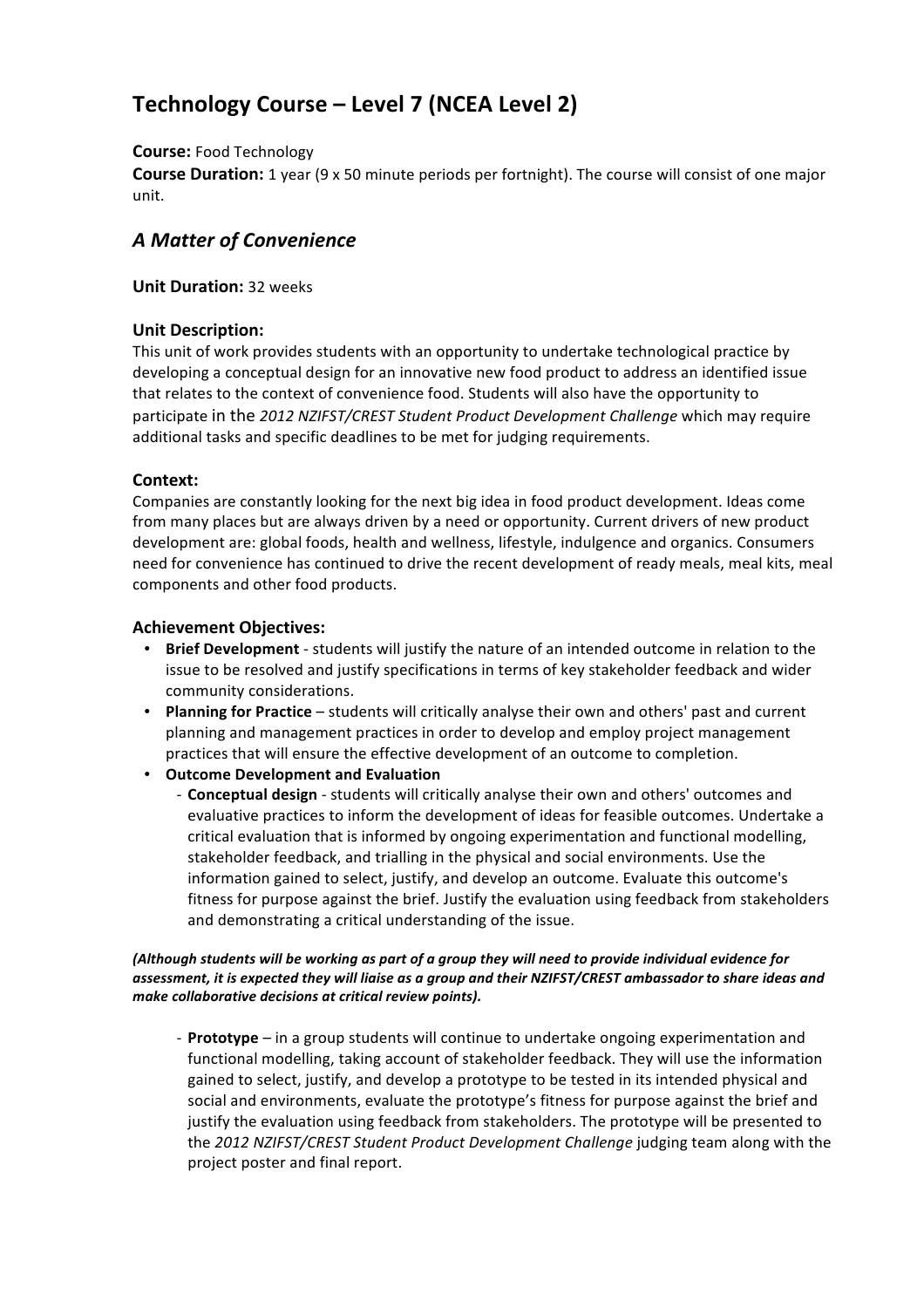# Technology Course – Level 7 (NCEA Level 2)

**Course:** Food Technology
**Course Duration:** 1 year (9 x 50 minute periods per fortnight). The course will consist of one major unit.

## *A Matter of Convenience*

**Unit Duration:** 32 weeks

### Unit Description:

This unit of work provides students with an opportunity to undertake technological practice by developing a conceptual design for an innovative new food product to address an identified issue that relates to the context of convenience food. Students will also have the opportunity to participate in the *2012 NZIFST/CREST Student Product Development Challenge* which may require additional tasks and specific deadlines to be met for judging requirements.

### Context:

Companies are constantly looking for the next big idea in food product development. Ideas come from many places but are always driven by a need or opportunity. Current drivers of new product development are: global foods, health and wellness, lifestyle, indulgence and organics. Consumers need for convenience has continued to drive the recent development of ready meals, meal kits, meal components and other food products.

### Achievement Objectives:

- **Brief Development** - students will justify the nature of an intended outcome in relation to the issue to be resolved and justify specifications in terms of key stakeholder feedback and wider community considerations.
- **Planning for Practice** – students will critically analyse their own and others' past and current planning and management practices in order to develop and employ project management practices that will ensure the effective development of an outcome to completion.
- **Outcome Development and Evaluation**
  - **Conceptual design** - students will critically analyse their own and others' outcomes and evaluative practices to inform the development of ideas for feasible outcomes. Undertake a critical evaluation that is informed by ongoing experimentation and functional modelling, stakeholder feedback, and trialling in the physical and social environments. Use the information gained to select, justify, and develop an outcome. Evaluate this outcome's fitness for purpose against the brief. Justify the evaluation using feedback from stakeholders and demonstrating a critical understanding of the issue.

***(Although students will be working as part of a group they will need to provide individual evidence for assessment, it is expected they will liaise as a group and their NZIFST/CREST ambassador to share ideas and make collaborative decisions at critical review points).***

  - **Prototype** – in a group students will continue to undertake ongoing experimentation and functional modelling, taking account of stakeholder feedback. They will use the information gained to select, justify, and develop a prototype to be tested in its intended physical and social and environments, evaluate the prototype's fitness for purpose against the brief and justify the evaluation using feedback from stakeholders. The prototype will be presented to the *2012 NZIFST/CREST Student Product Development Challenge* judging team along with the project poster and final report.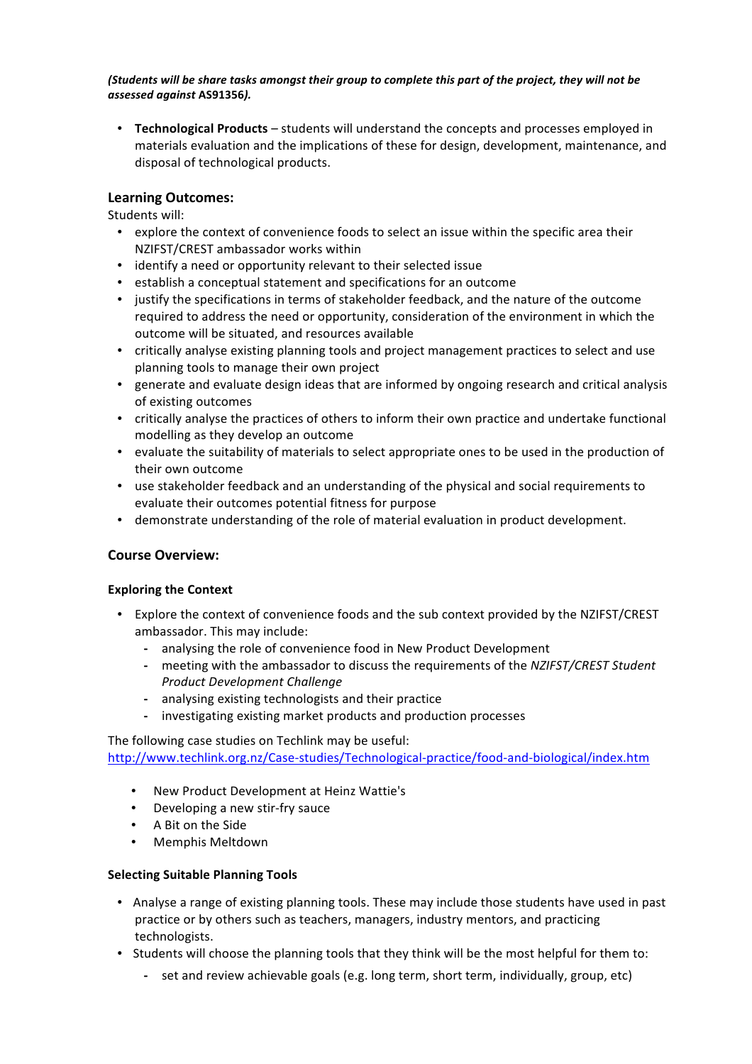*(Students will be share tasks amongst their group to complete this part of the project, they will not be assessed against* **AS91356***).*

- **Technological Products** – students will understand the concepts and processes employed in materials evaluation and the implications of these for design, development, maintenance, and disposal of technological products.

## Learning Outcomes:

Students will:

- explore the context of convenience foods to select an issue within the specific area their NZIFST/CREST ambassador works within
- identify a need or opportunity relevant to their selected issue
- establish a conceptual statement and specifications for an outcome
- justify the specifications in terms of stakeholder feedback, and the nature of the outcome required to address the need or opportunity, consideration of the environment in which the outcome will be situated, and resources available
- critically analyse existing planning tools and project management practices to select and use planning tools to manage their own project
- generate and evaluate design ideas that are informed by ongoing research and critical analysis of existing outcomes
- critically analyse the practices of others to inform their own practice and undertake functional modelling as they develop an outcome
- evaluate the suitability of materials to select appropriate ones to be used in the production of their own outcome
- use stakeholder feedback and an understanding of the physical and social requirements to evaluate their outcomes potential fitness for purpose
- demonstrate understanding of the role of material evaluation in product development.

## Course Overview:

### Exploring the Context

- Explore the context of convenience foods and the sub context provided by the NZIFST/CREST ambassador. This may include:
  - analysing the role of convenience food in New Product Development
  - meeting with the ambassador to discuss the requirements of the *NZIFST/CREST Student Product Development Challenge*
  - analysing existing technologists and their practice
  - investigating existing market products and production processes

The following case studies on Techlink may be useful:
http://www.techlink.org.nz/Case-studies/Technological-practice/food-and-biological/index.htm

- New Product Development at Heinz Wattie's
- Developing a new stir-fry sauce
- A Bit on the Side
- Memphis Meltdown

### Selecting Suitable Planning Tools

- Analyse a range of existing planning tools. These may include those students have used in past practice or by others such as teachers, managers, industry mentors, and practicing technologists.
- Students will choose the planning tools that they think will be the most helpful for them to:
  - set and review achievable goals (e.g. long term, short term, individually, group, etc)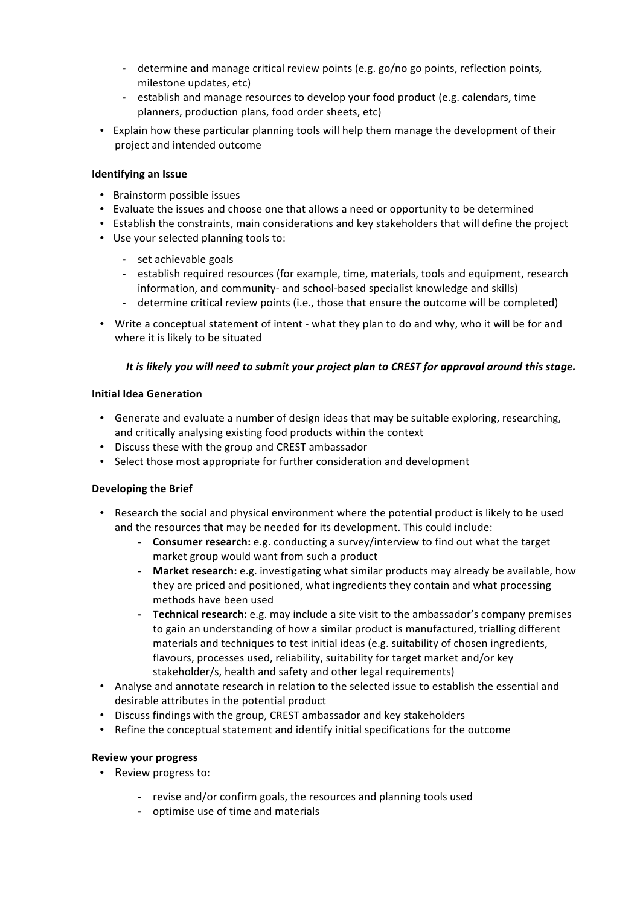- determine and manage critical review points (e.g. go/no go points, reflection points, milestone updates, etc)
  - establish and manage resources to develop your food product (e.g. calendars, time planners, production plans, food order sheets, etc)
- Explain how these particular planning tools will help them manage the development of their project and intended outcome

**Identifying an Issue**

- Brainstorm possible issues
- Evaluate the issues and choose one that allows a need or opportunity to be determined
- Establish the constraints, main considerations and key stakeholders that will define the project
- Use your selected planning tools to:
  - set achievable goals
  - establish required resources (for example, time, materials, tools and equipment, research information, and community- and school-based specialist knowledge and skills)
  - determine critical review points (i.e., those that ensure the outcome will be completed)
- Write a conceptual statement of intent - what they plan to do and why, who it will be for and where it is likely to be situated

***It is likely you will need to submit your project plan to CREST for approval around this stage.***

**Initial Idea Generation**

- Generate and evaluate a number of design ideas that may be suitable exploring, researching, and critically analysing existing food products within the context
- Discuss these with the group and CREST ambassador
- Select those most appropriate for further consideration and development

**Developing the Brief**

- Research the social and physical environment where the potential product is likely to be used and the resources that may be needed for its development. This could include:
  - **Consumer research:** e.g. conducting a survey/interview to find out what the target market group would want from such a product
  - **Market research:** e.g. investigating what similar products may already be available, how they are priced and positioned, what ingredients they contain and what processing methods have been used
  - **Technical research:** e.g. may include a site visit to the ambassador's company premises to gain an understanding of how a similar product is manufactured, trialling different materials and techniques to test initial ideas (e.g. suitability of chosen ingredients, flavours, processes used, reliability, suitability for target market and/or key stakeholder/s, health and safety and other legal requirements)
- Analyse and annotate research in relation to the selected issue to establish the essential and desirable attributes in the potential product
- Discuss findings with the group, CREST ambassador and key stakeholders
- Refine the conceptual statement and identify initial specifications for the outcome

**Review your progress**

- Review progress to:
  - revise and/or confirm goals, the resources and planning tools used
  - optimise use of time and materials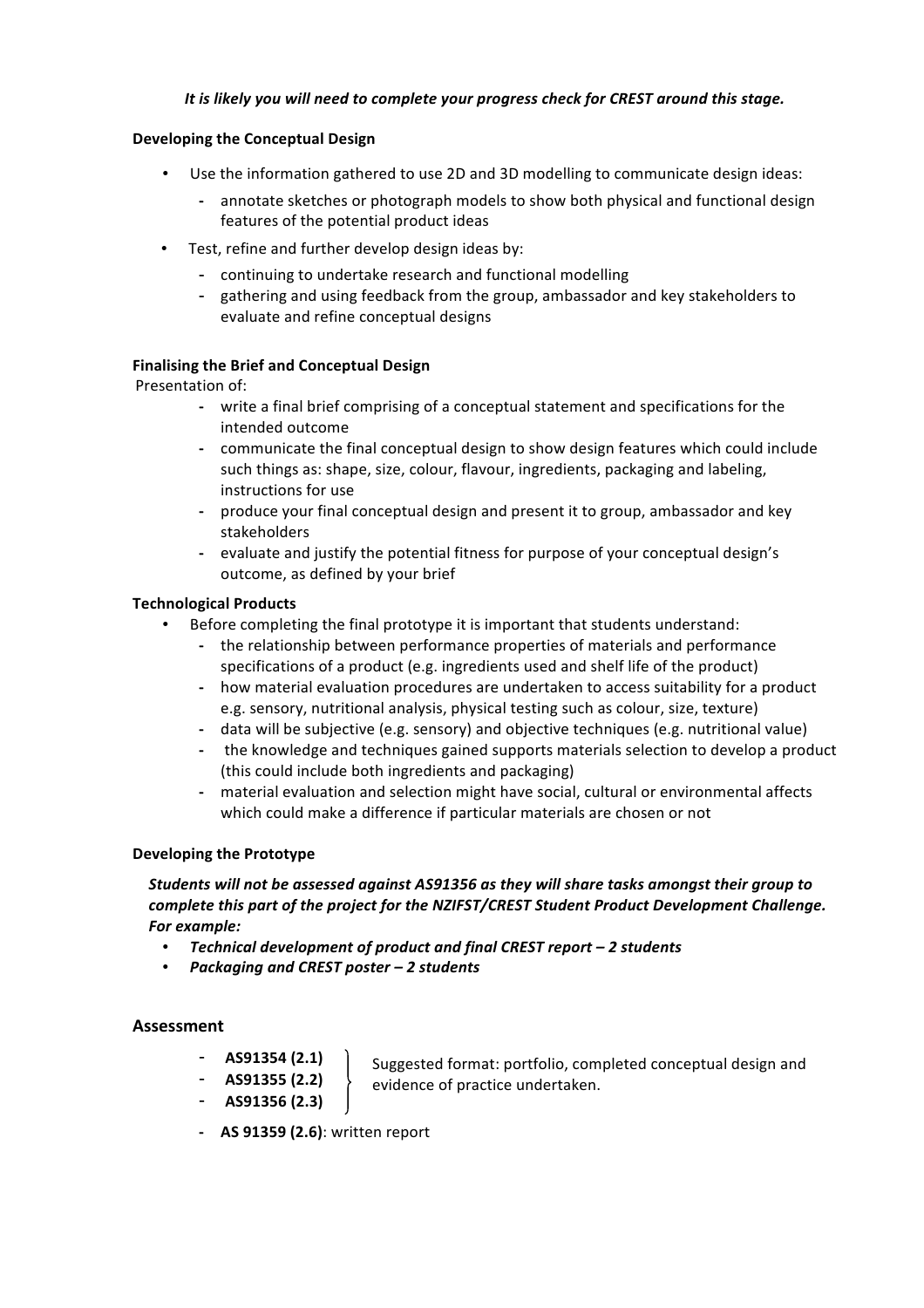***It is likely you will need to complete your progress check for CREST around this stage.***

**Developing the Conceptual Design**

- Use the information gathered to use 2D and 3D modelling to communicate design ideas:
  - annotate sketches or photograph models to show both physical and functional design features of the potential product ideas
- Test, refine and further develop design ideas by:
  - continuing to undertake research and functional modelling
  - gathering and using feedback from the group, ambassador and key stakeholders to evaluate and refine conceptual designs

**Finalising the Brief and Conceptual Design**

Presentation of:

- write a final brief comprising of a conceptual statement and specifications for the intended outcome
- communicate the final conceptual design to show design features which could include such things as: shape, size, colour, flavour, ingredients, packaging and labeling, instructions for use
- produce your final conceptual design and present it to group, ambassador and key stakeholders
- evaluate and justify the potential fitness for purpose of your conceptual design's outcome, as defined by your brief

**Technological Products**

- Before completing the final prototype it is important that students understand:
  - the relationship between performance properties of materials and performance specifications of a product (e.g. ingredients used and shelf life of the product)
  - how material evaluation procedures are undertaken to access suitability for a product e.g. sensory, nutritional analysis, physical testing such as colour, size, texture)
  - data will be subjective (e.g. sensory) and objective techniques (e.g. nutritional value)
  - the knowledge and techniques gained supports materials selection to develop a product (this could include both ingredients and packaging)
  - material evaluation and selection might have social, cultural or environmental affects which could make a difference if particular materials are chosen or not

**Developing the Prototype**

***Students will not be assessed against AS91356 as they will share tasks amongst their group to complete this part of the project for the NZIFST/CREST Student Product Development Challenge. For example:***

- ***Technical development of product and final CREST report – 2 students***
- ***Packaging and CREST poster – 2 students***

## Assessment

- **AS91354 (2.1)**
- **AS91355 (2.2)**
- **AS91356 (2.3)**

Suggested format: portfolio, completed conceptual design and evidence of practice undertaken.

- **AS 91359 (2.6)**: written report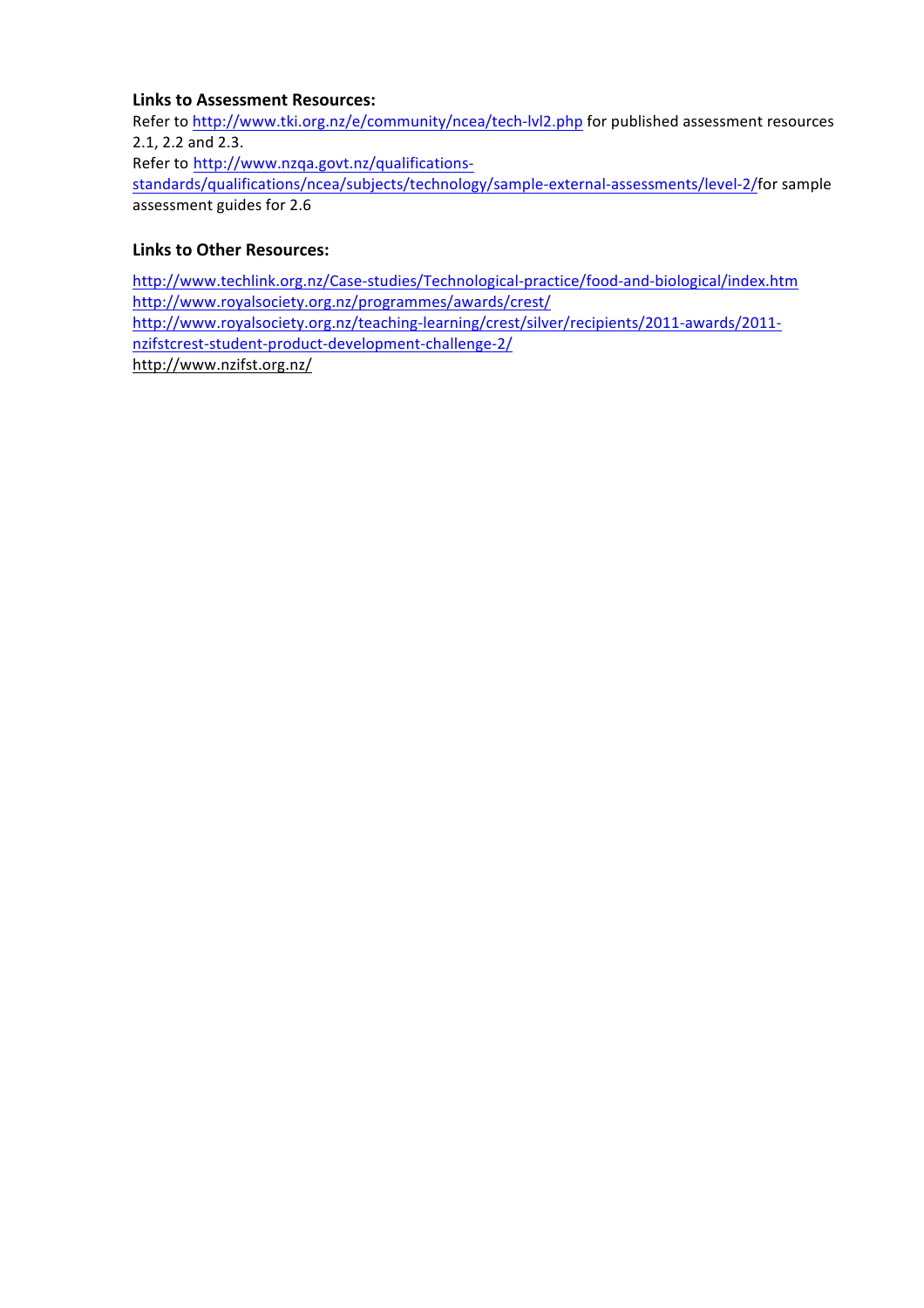**Links to Assessment Resources:**

Refer to http://www.tki.org.nz/e/community/ncea/tech-lvl2.php for published assessment resources 2.1, 2.2 and 2.3.

Refer to http://www.nzqa.govt.nz/qualifications-standards/qualifications/ncea/subjects/technology/sample-external-assessments/level-2/for sample assessment guides for 2.6

**Links to Other Resources:**

http://www.techlink.org.nz/Case-studies/Technological-practice/food-and-biological/index.htm
http://www.royalsociety.org.nz/programmes/awards/crest/
http://www.royalsociety.org.nz/teaching-learning/crest/silver/recipients/2011-awards/2011-nzifstcrest-student-product-development-challenge-2/
http://www.nzifst.org.nz/